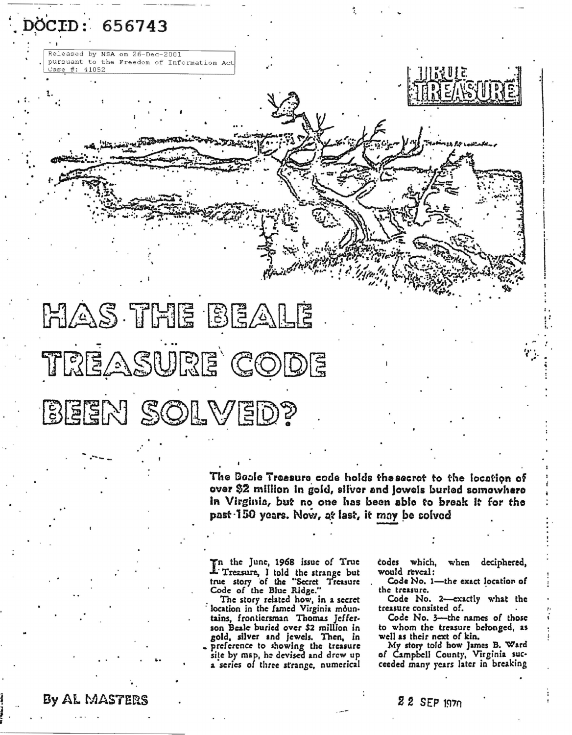DOCID: 656743

Released by NSA on 26-Dec-2001
pursuant to the Freedom of Information Act
Case #: 41052

TRUE TREASURE

# HAS THE BEALE TREASURE CODE BEEN SOLVED?

**The Beale Treasure code holds the secret to the location of over $2 million in gold, silver and jewels buried somewhere in Virginia, but no one has been able to break it for the past 150 years. Now, at last, it may be solved**

In the June, 1968 issue of True Treasure, I told the strange but true story of the "Secret Treasure Code of the Blue Ridge."

The story related how, in a secret location in the famed Virginia mountains, frontiersman Thomas Jefferson Beale buried over $2 million in gold, silver and jewels. Then, in preference to showing the treasure site by map, he devised and drew up a series of three strange, numerical codes which, when deciphered, would reveal:

Code No. 1—the exact location of the treasure.

Code No. 2—exactly what the treasure consisted of.

Code No. 3—the names of those to whom the treasure belonged, as well as their next of kin.

My story told how James B. Ward of Campbell County, Virginia succeeded many years later in breaking

By AL MASTERS

22 SEP 1970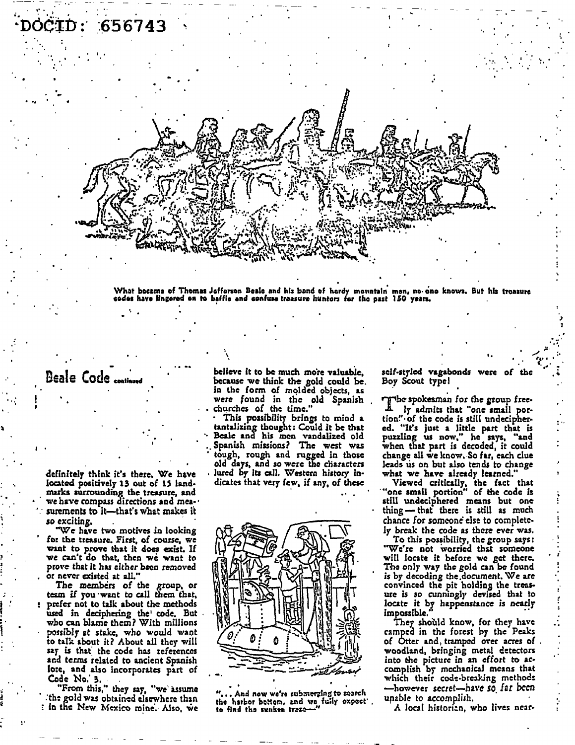What became of Thomas Jefferson Beale and his band of hardy mountain men, no one knows. But his treasure codes have lingered on to baffle and confuse treasure hunters for the past 150 years.

## Beale Code continued

definitely think it's there. We have located positively 13 out of 15 landmarks surrounding the treasure, and we have compass directions and measurements to it—that's what makes it so exciting.

"We have two motives in looking for the treasure. First, of course, we want to prove that it does exist. If we can't do that, then we want to prove that it has either been removed or never existed at all."

The members of the group, or team if you want to call them that, prefer not to talk about the methods used in deciphering the code. But who can blame them? With millions possibly at stake, who would want to talk about it? About all they will say is that the code has references and terms related to ancient Spanish lore, and also incorporates part of Code No. 3.

"From this," they say, "we assume the gold was obtained elsewhere than in the New Mexico mine. Also, we believe it to be much more valuable, because we think the gold could be in the form of molded objects, as were found in the old Spanish churches of the time."

This possibility brings to mind a tantalizing thought: Could it be that Beale and his men vandalized old Spanish missions? The west was tough, rough and rugged in those old days, and so were the characters lured by its call. Western history indicates that very few, if any, of these self-styled vagabonds were of the Boy Scout type!

"... And now we're submerging to search the harbor bottom, and we fully expect to find the sunken treas—"

The spokesman for the group freely admits that "one small portion" of the code is still undeciphered. "It's just a little part that is puzzling us now," he says, "and when that part is decoded, it could change all we know. So far, each clue leads us on but also tends to change what we have already learned."

Viewed critically, the fact that "one small portion" of the code is still undeciphered means but one thing—that there is still as much chance for someone else to completely break the code as there ever was.

To this possibility, the group says: "We're not worried that someone will locate it before we get there. The only way the gold can be found is by decoding the document. We are convinced the pit holding the treasure is so cunningly devised that to locate it by happenstance is nearly impossible."

They should know, for they have camped in the forest by the Peaks of Otter and, tramped over acres of woodland, bringing metal detectors into the picture in an effort to accomplish by mechanical means that which their code-breaking methods—however secret—*have so far been* unable to accomplish.

A local historian, who lives near-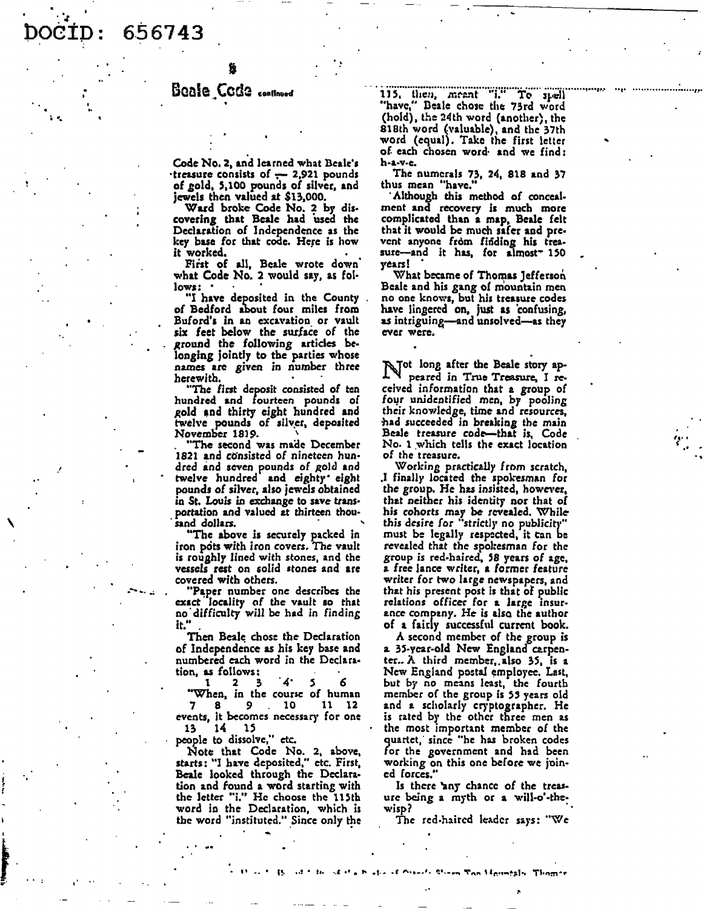DOCID: 656743

## Beale Code *continued*

Code No. 2, and learned what Beale's treasure consists of — 2,921 pounds of gold, 5,100 pounds of silver, and jewels then valued at $13,000.

Ward broke Code No. 2 by discovering that Beale had used the Declaration of Independence as the key base for that code. Here is how it worked.

First of all, Beale wrote down what Code No. 2 would say, as follows:

"I have deposited in the County of Bedford about four miles from Buford's in an excavation or vault six feet below the surface of the ground the following articles belonging jointly to the parties whose names are given in number three herewith.

"The first deposit consisted of ten hundred and fourteen pounds of gold and thirty eight hundred and twelve pounds of silver, deposited November 1819.

"The second was made December 1821 and consisted of nineteen hundred and seven pounds of gold and twelve hundred and eighty eight pounds of silver, also jewels obtained in St. Louis in exchange to save transportation and valued at thirteen thousand dollars.

"The above is securely packed in iron pots with iron covers. The vault is roughly lined with stones, and the vessels rest on solid stones and are covered with others.

"Paper number one describes the exact locality of the vault so that no difficulty will be had in finding it."

Then Beale chose the Declaration of Independence as his key base and numbered each word in the Declaration, as follows:

```
  1      2   3      4    5     6
"When, in the course of human
  7     8     9       10      11   12
events, it becomes necessary for one
  13    14     15
people to dissolve," etc.
```

Note that Code No. 2, above, starts: "I have deposited," etc. First, Beale looked through the Declaration and found a word starting with the letter "i." He choose the 115th word in the Declaration, which is the word "instituted." Since only the 115, then, meant "i." To spell "have," Beale chose the 73rd word (hold), the 24th word (another), the 818th word (valuable), and the 37th word (equal). Take the first letter of each chosen word and we find: h-a-v-e.

The numerals 73, 24, 818 and 37 thus mean "have."

Although this method of concealment and recovery is much more complicated than a map, Beale felt that it would be much safer and prevent anyone from finding his treasure—and it has, for almost 150 years!

What became of Thomas Jefferson Beale and his gang of mountain men no one knows, but his treasure codes have lingered on, just as confusing, as intriguing—and unsolved—as they ever were.

Not long after the Beale story appeared in True Treasure, I received information that a group of four unidentified men, by pooling their knowledge, time and resources, had succeeded in breaking the main Beale treasure code—that is, Code No. 1 which tells the exact location of the treasure.

Working practically from scratch, I finally located the spokesman for the group. He has insisted, however, that neither his identity nor that of his cohorts may be revealed. While this desire for "strictly no publicity" must be legally respected, it can be revealed that the spokesman for the group is red-haired, 58 years of age, a free lance writer, a former feature writer for two large newspapers, and that his present post is that of public relations officer for a large insurance company. He is also the author of a fairly successful current book.

A second member of the group is a 35-year-old New England carpenter. A third member, also 35, is a New England postal employee. Last, but by no means least, the fourth member of the group is 55 years old and a scholarly cryptographer. He is rated by the other three men as the most important member of the quartet, since "he has broken codes for the government and had been working on this one before we joined forces."

Is there any chance of the treasure being a myth or a will-o'-the-wisp?

The red-haired leader says: "We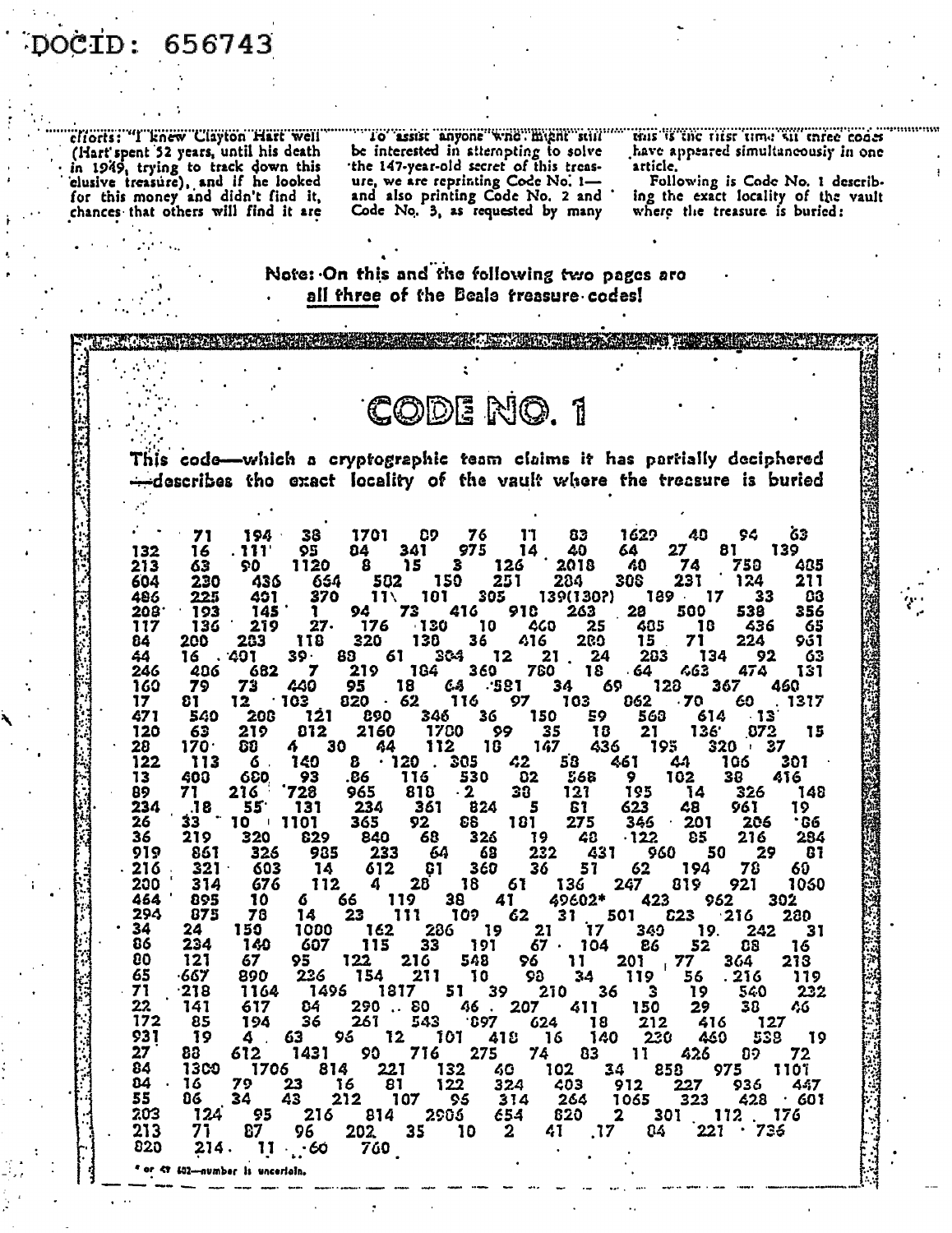DOCID: 656743

efforts: "I knew Clayton Hart well (Hart spent 52 years, until his death in 1949, trying to track down this elusive treasure), and if he looked for this money and didn't find it, chances that others will find it are

To assist anyone who might still be interested in attempting to solve the 147-year-old secret of this treasure, we are reprinting Code No. 1—and also printing Code No. 2 and Code No. 3, as requested by many

this is the first time all three codes have appeared simultaneously in one article.

Following is Code No. 1 describing the exact locality of the vault where the treasure is buried:

**Note: On this and the following two pages are <u>all three</u> of the Beale treasure codes!**

# CODE NO. 1

**This code—which a cryptographic team claims it has partially deciphered—describes the exact locality of the vault where the treasure is buried**

```
     71   194   38   1701   89    76    11    83   1629   48    94    63
132  16   111   95   84    341   975   14    40    64    27    81   139
213  63   90   1120  8     15    3    126   2018   40    74   758   485
604  230  436  664  582   150   251   284   308   231   124   211
486  225  401  370  11    101   305   139(130?)   189   17    33    88
208  193  145   1    94    73    416   918   263    28   500   538   356
117  136  219   27   176   130   10    460   25    485   18    436   65
84   200  283  118   320   138   36    416   280    15    71   224   961
44   16   401   39   88    61    304   12    21    24    283   134   92    63
246  486  682    7   219   184   360   780   18    64    463   474   131
160  79   73   440   95    18    64    581   34    69    128   367   460
17   81   12   103   820   62    116   97    103   862   70    60   1317
471  540  208  121   890   346   36    150   59    568   614   13
120  63   219  812  2160  1780   99    35    18    21    136   872   15
28   170  88    4    30    44    112   18    147   436   195   320   37
122  113   6   140    8    120   305   42    58    461   44    106   301
13   408  680   93    86    116   530   82    568    9    102   38    416
89   71   216  728   965   818    2    38    121   195   14    326   148
234  18   55   131   234   361   824    5    81    623   48    961   19
26   33   10   1101  365   92    88    181   275   346   201   206   86
36   219  320  829   840   68    326   19    48    122   85    216   284
919  861  326  985   233   64    68    232   431   960   50    29    81
216  321  603   14   612   81    360   36    51    62    194   78    60
200  314  676  112    4    28    18    61    136   247   819   921  1060
464  895   10    6    66   119    38    41   49602*   423   962   302
294  875   78   14    23   111   109    62    31   501   823   216   280
34   24   150  1000  162   286    19    21    17   340    19   242    31
86   234  140  607   115    33   191    67   104    86    52    88    16
80   121   67   95   122   216   548    96    11   201    77   364   218
65   667  890  236   154   211    10    98    34   119    56   216   119
71   218 1164  1496  1817   51    39   210    36     3    19   540   232
22   141  617   84   290    80    46   207   411   150    29    38    46
172  85   194   36   261   543   897   624    18   212   416   127
931  19    4    63    96    12   101   418    16   140   230   460   538   19
27   88   612  1431   90   716   275    74    83    11   426    89    72
84  1300 1706  814   221   132    40   102    34   858   975  1101
84   16   79    23    16    81   122   324   403   912   227   936   447
55   86   34    43   212   107    96   314   264  1065   323   428   601
203  124  95   216   814  2906   654   820     2   301   112   176
213  71   87    96   202    35    10     2    41    17    84   221   736
820  214  11    60   760
```

\* or 49 402—number is uncertain.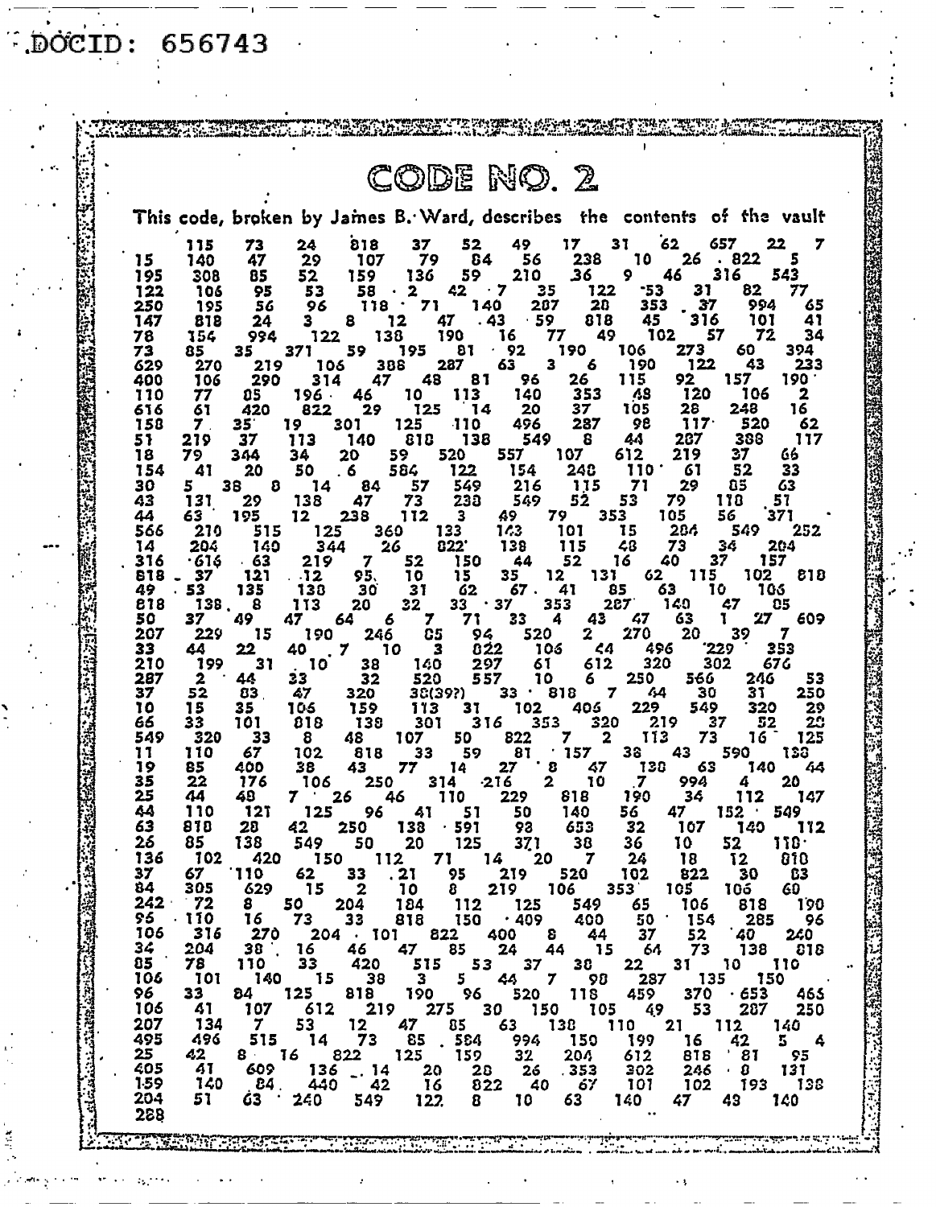DOCID: 656743

# CODE NO. 2

This code, broken by James B. Ward, describes the contents of the vault

```
     115  73   24   818  37   52   49   17   31   62   657  22   7
15   140  47   29   107  79   84   56   238  10   26   822  5
195  308  85   52   159  136  59   210  36   9    46   316  543
122  106  95   53   58   2    42   7    35   122  53   31   82   77
250  195  56   96   118  71   140  287  28   353  37   994  65
147  818  24   3    8    12   47   43   59   818  45   316  101  41
78   154  994  122  138  190  16   77   49   102  57   72   34
73   85   35   371  59   195  81   92   190  106  273  60   394
629  270  219  106  388  287  63   3    6    190  122  43   233
400  106  290  314  47   48   81   96   26   115  92   157  190
110  77   85   196  46   10   113  140  353  48   120  106  2
616  61   420  822  29   125  14   20   37   105  28   248  16
158  7    35   19   301  125  110  496  287  98   117  520  62
51   219  37   113  140  818  138  549  8    44   287  388  117
18   79   344  34   20   59   520  557  107  612  219  37   66
154  41   20   50   6    584  122  154  248  110  61   52   33
30   5    38   8    14   84   57   549  216  115  71   29   85   63
43   131  29   138  47   73   238  549  52   53   79   118  51
44   63   195  12   238  112  3    49   79   353  105  56   371
566  210  515  125  360  133  143  101  15   284  549  252
14   204  140  344  26   822  138  115  48   73   34   204
316  616  63   219  7    52   150  44   52   16   40   37   157
818  37   121  12   95   10   15   35   12   131  62   115  102  818
49   53   135  138  30   31   62   67   41   85   63   10   106
818  138  8    113  20   32   33   37   353  287  140  47   85
50   37   49   47   64   6    7    71   33   4    43   47   63   1    27   609
207  229  15   190  246  85   94   520  2    270  20   39   7
33   44   22   40   7    10   3    822  106  44   496  229  353
210  199  31   10   38   140  297  61   612  320  302  676
287  2    44   33   32   520  557  10   6    250  566  246  53
37   52   83   47   320  38(39?)  33   818  7    44   30   31   250
10   15   35   106  159  113  31   102  406  229  549  320  29
66   33   101  818  138  301  316  353  320  219  37   52   28
549  320  33   8    48   107  50   822  7    2    113  73   16   125
11   110  67   102  818  33   59   81   157  38   43   590  138
19   85   400  38   43   77   14   27   8    47   138  63   140  44
35   22   176  106  250  314  216  2    10   7    994  4    20
25   44   48   7    26   46   110  229  818  190  34   112  147
44   110  121  125  96   41   51   50   140  56   47   152  549
63   818  28   42   250  138  591  98   653  32   107  140  112
26   85   138  549  50   20   125  371  38   36   10   52   118
136  102  420  150  112  71   14   20   7    24   18   12   818
37   67   110  62   33   21   95   219  520  102  822  30   83
84   305  629  15   2    10   8    219  106  353  105  106  60
242  72   8    50   204  184  112  125  549  65   106  818  190
95   110  16   73   33   818  150  409  400  50   154  285  96
106  316  270  204  101  822  400  8    44   37   52   40   240
34   204  38   16   46   47   85   24   44   15   64   73   138  818
85   78   110  33   420  515  53   37   38   22   31   10   110
106  101  140  15   38   3    5    44   7    98   287  135  150
96   33   84   125  818  190  96   520  118  459  370  653  465
106  41   107  612  219  275  30   150  105  49   53   287  250
207  134  7    53   12   47   85   63   138  110  21   112  140
495  496  515  14   73   85   584  994  150  199  16   42   5    4
25   42   8    16   822  125  159  32   204  612  818  81   95
405  41   609  136  14   20   28   26   353  302  246  8    131
159  140  84   440  42   16   822  40   67   101  102  193  138
204  51   63   240  549  122  8    10   63   140  47   48   140
288
```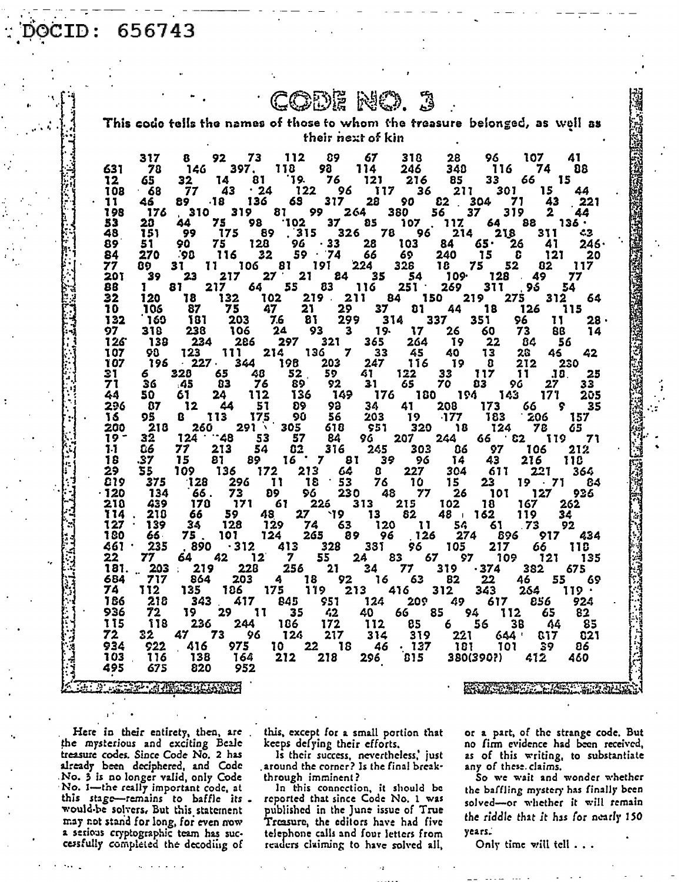DOCID: 656743

# CODE NO. 3

**This code tells the names of those to whom the treasure belonged, as well as their next of kin**

317 8 92 73 112 89 67 318 28 96 107 41
631 78 146 397, 118 98 114 246 348 116 74 88
12 65 32 14 81 19 76 121 216 85 33 66 15
108 68 77 43 24 122 96 117 36 211 301 15 44
11 46 89 18 136 68 317 28 90 82 304 71 43 221
198 176 310 319 81 99 264 380 56 37 319 2 44
53 28 44 75 98 102 37 85 107 117 64 88 136
48 151 99 175 89 315 326 78 96 214 218 311 43
89 51 90 75 128 96 33 28 103 84 65 26 41 246
84 270 98 116 32 59 74 66 69 240 15 8 121 20
77 89 31 11 106 81 191 224 328 18 75 52 82 117
201 39 23 217 27 21 84 35 54 109 128 49 77
88 1 81 217 64 55 83 116 251 269 311 96 54
32 120 18 132 102 219 211 84 150 219 275 312 64
10 106 87 75 47 21 29 37 81 44 18 126 115
132 160 181 203 76 81 299 314 337 351 96 11 28
97 318 238 106 24 93 3 19 17 26 60 73 88 14
126 138 234 286 297 321 365 264 19 22 84 56
107 98 123 111 214 136 7 33 45 40 13 28 46 42
107 196 227 344 198 203 247 116 19 8 212 230
31 6 328 65 48 52 59 41 122 33 117 11 18 25
71 36 45 83 76 89 92 31 65 70 83 96 27 33
44 50 61 24 112 136 149 176 180 194 143 171 205
296 87 12 44 51 89 98 34 41 208 173 66 9 35
16 95 8 113 175 90 56 203 19 177 183 206 157
200 218 260 291 305 618 951 320 18 124 78 65
19 32 124 48 53 57 84 96 207 244 66 82 119 71
11 86 77 213 54 82 316 245 303 86 97 106 212
18 37 15 81 89 16 7 81 39 96 14 43 216 118
29 55 109 136 172 213 64 8 227 304 611 221 364
819 375 128 296 11 18 53 76 10 15 23 19 71 84
120 134 66 73 89 96 230 48 77 26 101 127 936
218 439 178 171 61 226 313 215 102 18 167 262
114 218 66 59 48 27 19 13 82 48 162 119 34
127 139 34 128 129 74 63 120 11 54 61 73 92
180 66 75 101 124 265 89 96 126 274 896 917 434
461 235 890 312 413 328 381 96 105 217 66 118
22 77 64 42 12 7 55 24 83 67 97 109 121 135
181 203 219 228 256 21 34 77 319 374 382 675
684 717 864 203 4 18 92 16 63 82 22 46 55 69
74 112 135 186 175 119 213 416 312 343 264 119
186 218 343 417 845 951 124 209 49 617 856 924
936 72 19 29 11 35 42 40 66 85 94 112 65 82
115 118 236 244 186 172 112 85 6 56 38 44 85
72 32 47 73 96 124 217 314 319 221 644 817 821
934 922 416 975 10 22 18 46 137 181 101 39 86
103 116 138 164 212 218 296 815 380(390?) 412 460
495 675 820 952

Here in their entirety, then, are the mysterious and exciting Beale treasure codes. Since Code No. 2 has already been deciphered, and Code No. 3 is no longer valid, only Code No. 1—the really important code, at this stage—remains to baffle its would-be solvers. But this statement may not stand for long, for even now a serious cryptographic team has successfully completed the decoding of this, except for a small portion that keeps defying their efforts.

Is their success, nevertheless, just around the corner? Is the final breakthrough imminent?

In this connection, it should be reported that since Code No. 1 was published in the June issue of True Treasure, the editors have had five telephone calls and four letters from readers claiming to have solved all, or a part, of the strange code. But no firm evidence had been received, as of this writing, to substantiate any of these claims.

So we wait and wonder whether the baffling mystery has finally been solved—or whether it will remain the riddle that it has for nearly 150 years.

Only time will tell . . .